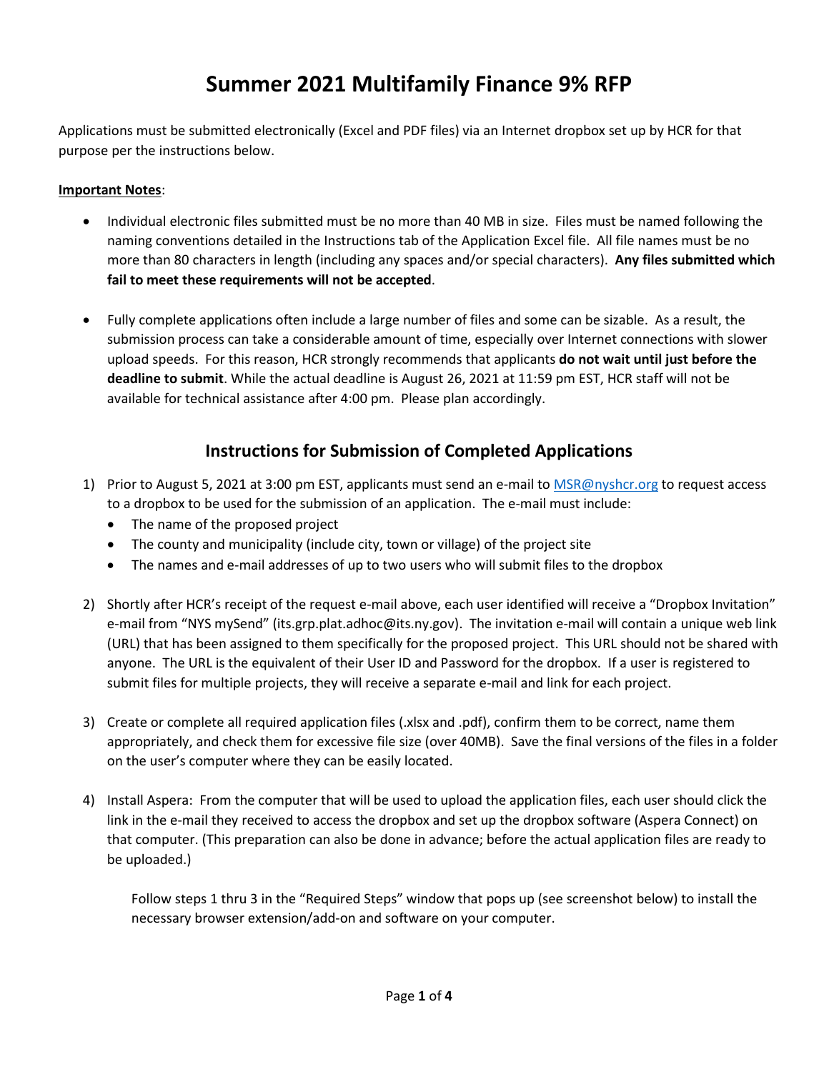# Summer 2021 Multifamily Finance 9% RFP

Applications must be submitted electronically (Excel and PDF files) via an Internet dropbox set up by HCR for that purpose per the instructions below.

**Important Notes**:

- Individual electronic files submitted must be no more than 40 MB in size. Files must be named following the naming conventions detailed in the Instructions tab of the Application Excel file. All file names must be no more than 80 characters in length (including any spaces and/or special characters). **Any files submitted which fail to meet these requirements will not be accepted**.
- Fully complete applications often include a large number of files and some can be sizable. As a result, the submission process can take a considerable amount of time, especially over Internet connections with slower upload speeds. For this reason, HCR strongly recommends that applicants **do not wait until just before the deadline to submit**. While the actual deadline is August 26, 2021 at 11:59 pm EST, HCR staff will not be available for technical assistance after 4:00 pm. Please plan accordingly.

## Instructions for Submission of Completed Applications

1) Prior to August 5, 2021 at 3:00 pm EST, applicants must send an e-mail to MSR@nyshcr.org to request access to a dropbox to be used for the submission of an application. The e-mail must include:
   - The name of the proposed project
   - The county and municipality (include city, town or village) of the project site
   - The names and e-mail addresses of up to two users who will submit files to the dropbox
2) Shortly after HCR's receipt of the request e-mail above, each user identified will receive a "Dropbox Invitation" e-mail from "NYS mySend" (its.grp.plat.adhoc@its.ny.gov). The invitation e-mail will contain a unique web link (URL) that has been assigned to them specifically for the proposed project. This URL should not be shared with anyone. The URL is the equivalent of their User ID and Password for the dropbox. If a user is registered to submit files for multiple projects, they will receive a separate e-mail and link for each project.
3) Create or complete all required application files (.xlsx and .pdf), confirm them to be correct, name them appropriately, and check them for excessive file size (over 40MB). Save the final versions of the files in a folder on the user's computer where they can be easily located.
4) Install Aspera: From the computer that will be used to upload the application files, each user should click the link in the e-mail they received to access the dropbox and set up the dropbox software (Aspera Connect) on that computer. (This preparation can also be done in advance; before the actual application files are ready to be uploaded.)

   Follow steps 1 thru 3 in the "Required Steps" window that pops up (see screenshot below) to install the necessary browser extension/add-on and software on your computer.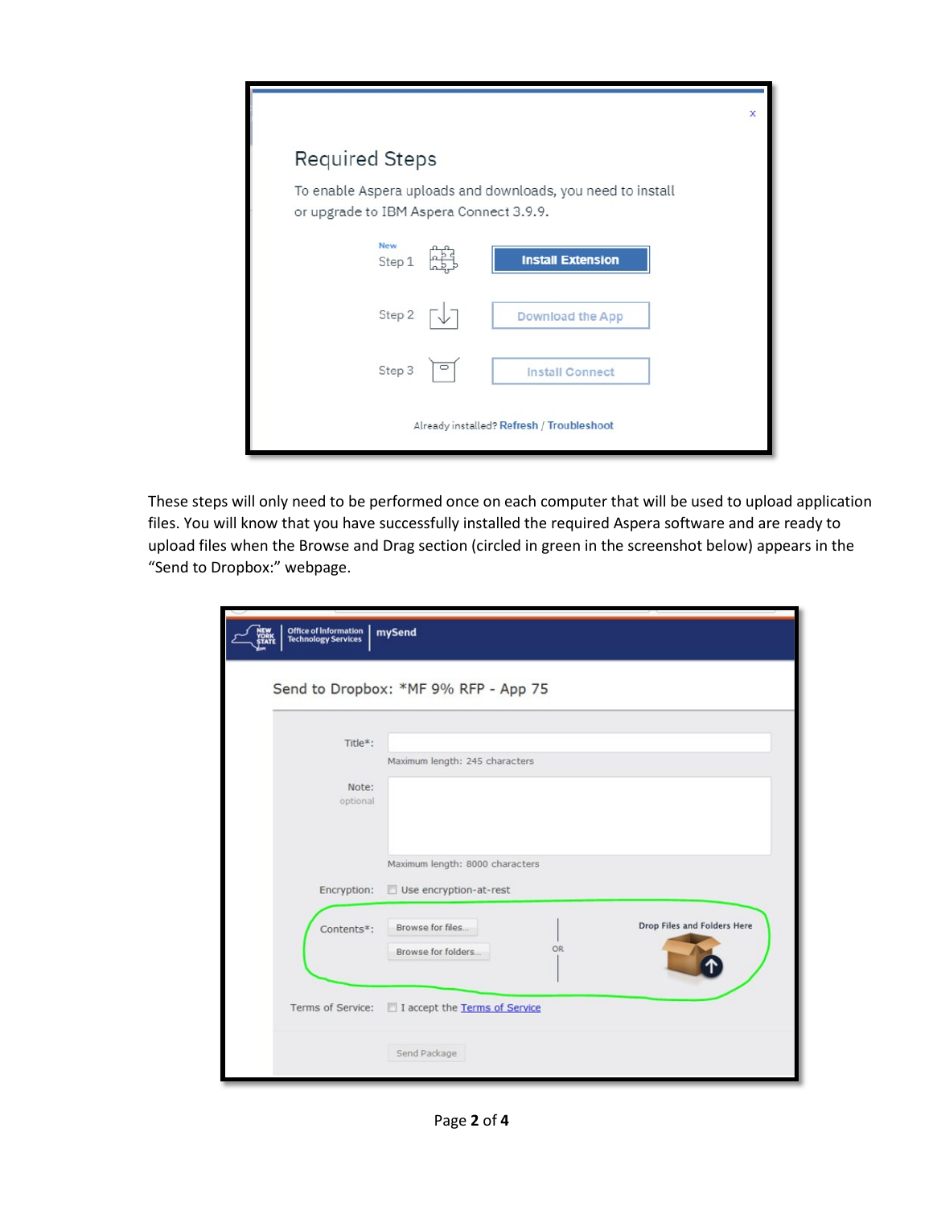Required Steps

To enable Aspera uploads and downloads, you need to install or upgrade to IBM Aspera Connect 3.9.9.

New
Step 1 — Install Extension

Step 2 — Download the App

Step 3 — Install Connect

Already installed? Refresh / Troubleshoot

These steps will only need to be performed once on each computer that will be used to upload application files. You will know that you have successfully installed the required Aspera software and are ready to upload files when the Browse and Drag section (circled in green in the screenshot below) appears in the "Send to Dropbox:" webpage.

Office of Information Technology Services | mySend

Send to Dropbox: *MF 9% RFP - App 75

Title*:
Maximum length: 245 characters

Note: optional
Maximum length: 8000 characters

Encryption: Use encryption-at-rest

Contents*: Browse for files... Browse for folders... OR Drop Files and Folders Here

Terms of Service: I accept the Terms of Service

Send Package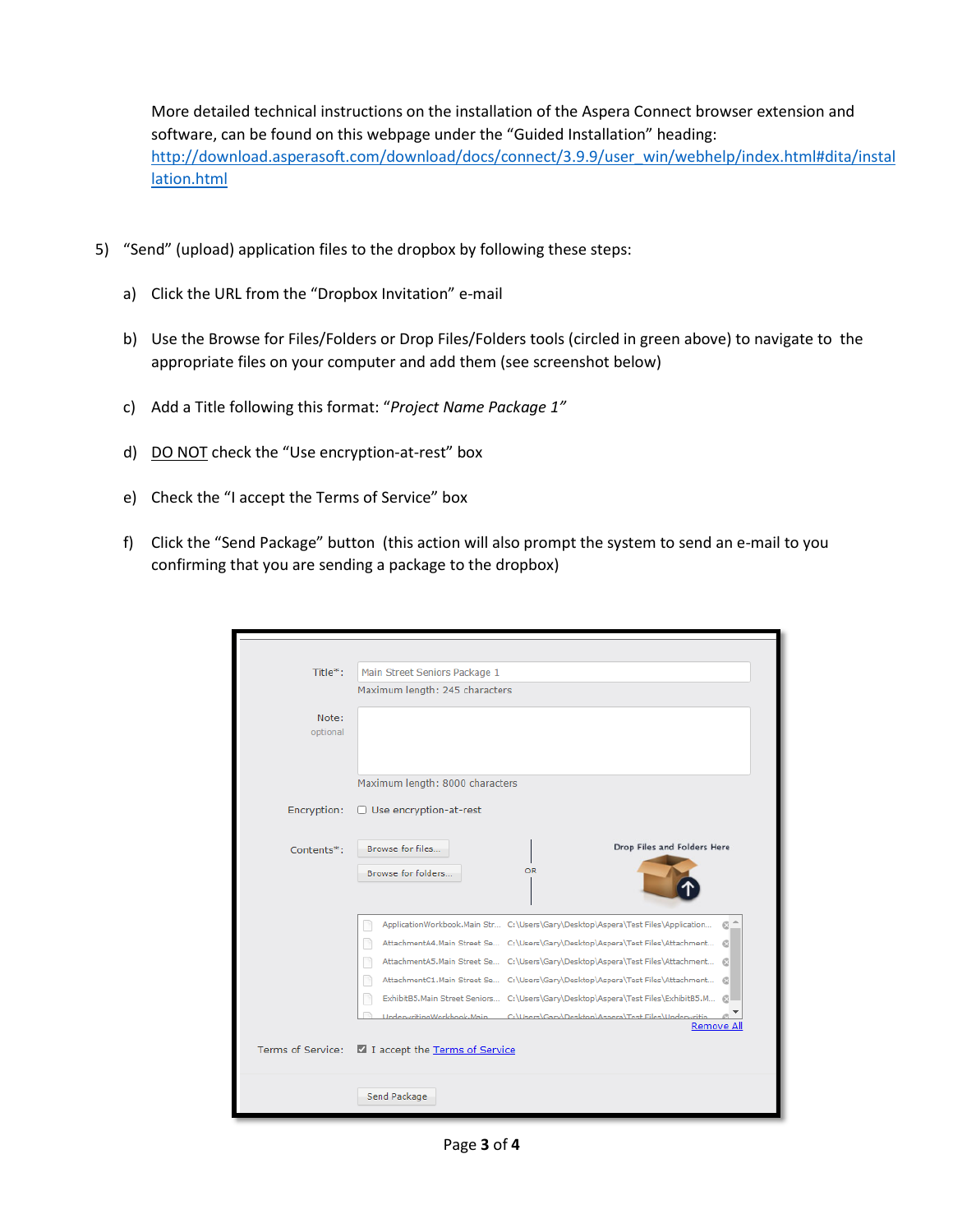More detailed technical instructions on the installation of the Aspera Connect browser extension and software, can be found on this webpage under the “Guided Installation” heading: http://download.asperasoft.com/download/docs/connect/3.9.9/user_win/webhelp/index.html#dita/installation.html

5) “Send” (upload) application files to the dropbox by following these steps:

   a) Click the URL from the “Dropbox Invitation” e-mail

   b) Use the Browse for Files/Folders or Drop Files/Folders tools (circled in green above) to navigate to the appropriate files on your computer and add them (see screenshot below)

   c) Add a Title following this format: “*Project Name Package 1”*

   d) DO NOT check the “Use encryption-at-rest” box

   e) Check the “I accept the Terms of Service” box

   f) Click the “Send Package” button (this action will also prompt the system to send an e-mail to you confirming that you are sending a package to the dropbox)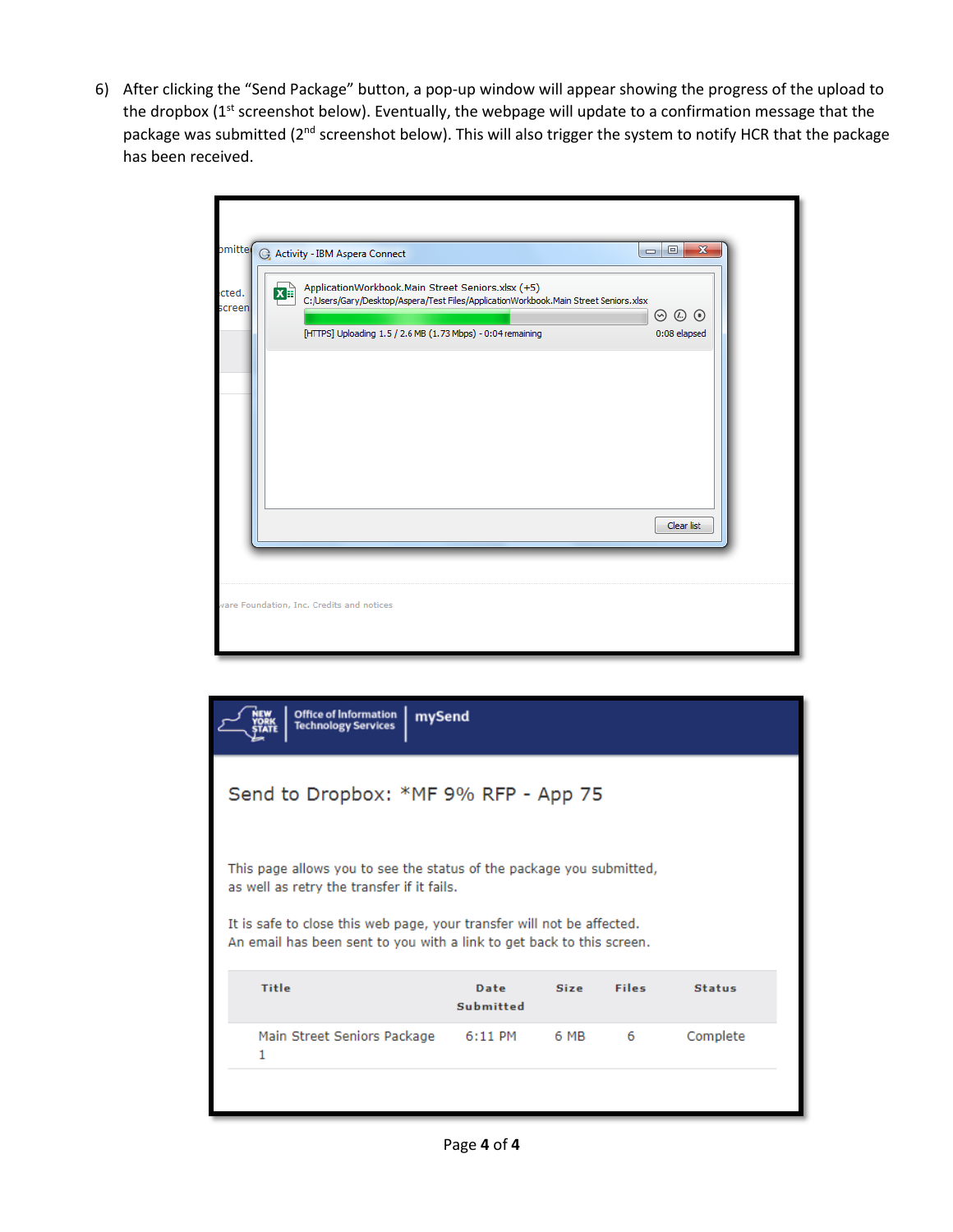6) After clicking the "Send Package" button, a pop-up window will appear showing the progress of the upload to the dropbox (1st screenshot below). Eventually, the webpage will update to a confirmation message that the package was submitted (2nd screenshot below). This will also trigger the system to notify HCR that the package has been received.

Activity - IBM Aspera Connect

ApplicationWorkbook.Main Street Seniors.xlsx (+5)
C:/Users/Gary/Desktop/Aspera/Test Files/ApplicationWorkbook.Main Street Seniors.xlsx

[HTTPS] Uploading 1.5 / 2.6 MB (1.73 Mbps) - 0:04 remaining

0:08 elapsed

Clear list

Office of Information Technology Services | mySend

Send to Dropbox: *MF 9% RFP - App 75

This page allows you to see the status of the package you submitted, as well as retry the transfer if it fails.

It is safe to close this web page, your transfer will not be affected.
An email has been sent to you with a link to get back to this screen.

| Title | Date Submitted | Size | Files | Status |
|---|---|---|---|---|
| Main Street Seniors Package 1 | 6:11 PM | 6 MB | 6 | Complete |